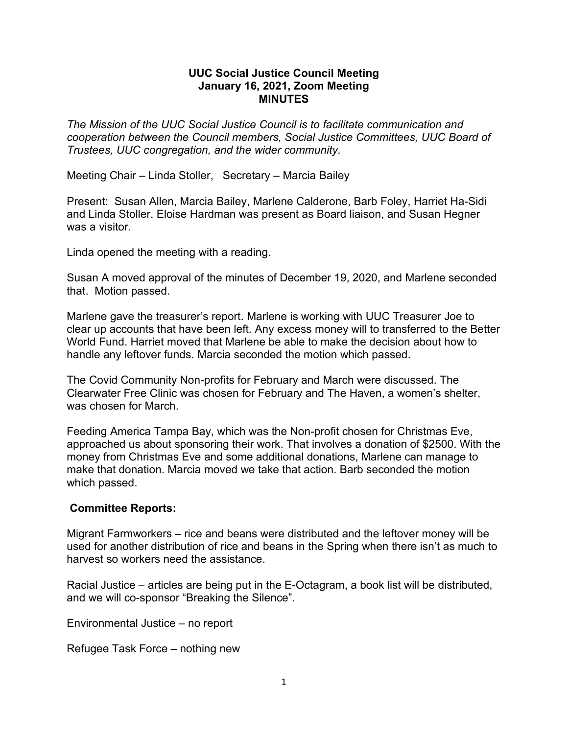# UUC Social Justice Council Meeting
## January 16, 2021, Zoom Meeting
## MINUTES

*The Mission of the UUC Social Justice Council is to facilitate communication and cooperation between the Council members, Social Justice Committees, UUC Board of Trustees, UUC congregation, and the wider community.*

Meeting Chair – Linda Stoller,   Secretary – Marcia Bailey

Present: Susan Allen, Marcia Bailey, Marlene Calderone, Barb Foley, Harriet Ha-Sidi and Linda Stoller. Eloise Hardman was present as Board liaison, and Susan Hegner was a visitor.

Linda opened the meeting with a reading.

Susan A moved approval of the minutes of December 19, 2020, and Marlene seconded that. Motion passed.

Marlene gave the treasurer's report. Marlene is working with UUC Treasurer Joe to clear up accounts that have been left. Any excess money will to transferred to the Better World Fund. Harriet moved that Marlene be able to make the decision about how to handle any leftover funds. Marcia seconded the motion which passed.

The Covid Community Non-profits for February and March were discussed. The Clearwater Free Clinic was chosen for February and The Haven, a women's shelter, was chosen for March.

Feeding America Tampa Bay, which was the Non-profit chosen for Christmas Eve, approached us about sponsoring their work. That involves a donation of $2500. With the money from Christmas Eve and some additional donations, Marlene can manage to make that donation. Marcia moved we take that action. Barb seconded the motion which passed.

**Committee Reports:**

Migrant Farmworkers – rice and beans were distributed and the leftover money will be used for another distribution of rice and beans in the Spring when there isn't as much to harvest so workers need the assistance.

Racial Justice – articles are being put in the E-Octagram, a book list will be distributed, and we will co-sponsor "Breaking the Silence".

Environmental Justice – no report

Refugee Task Force – nothing new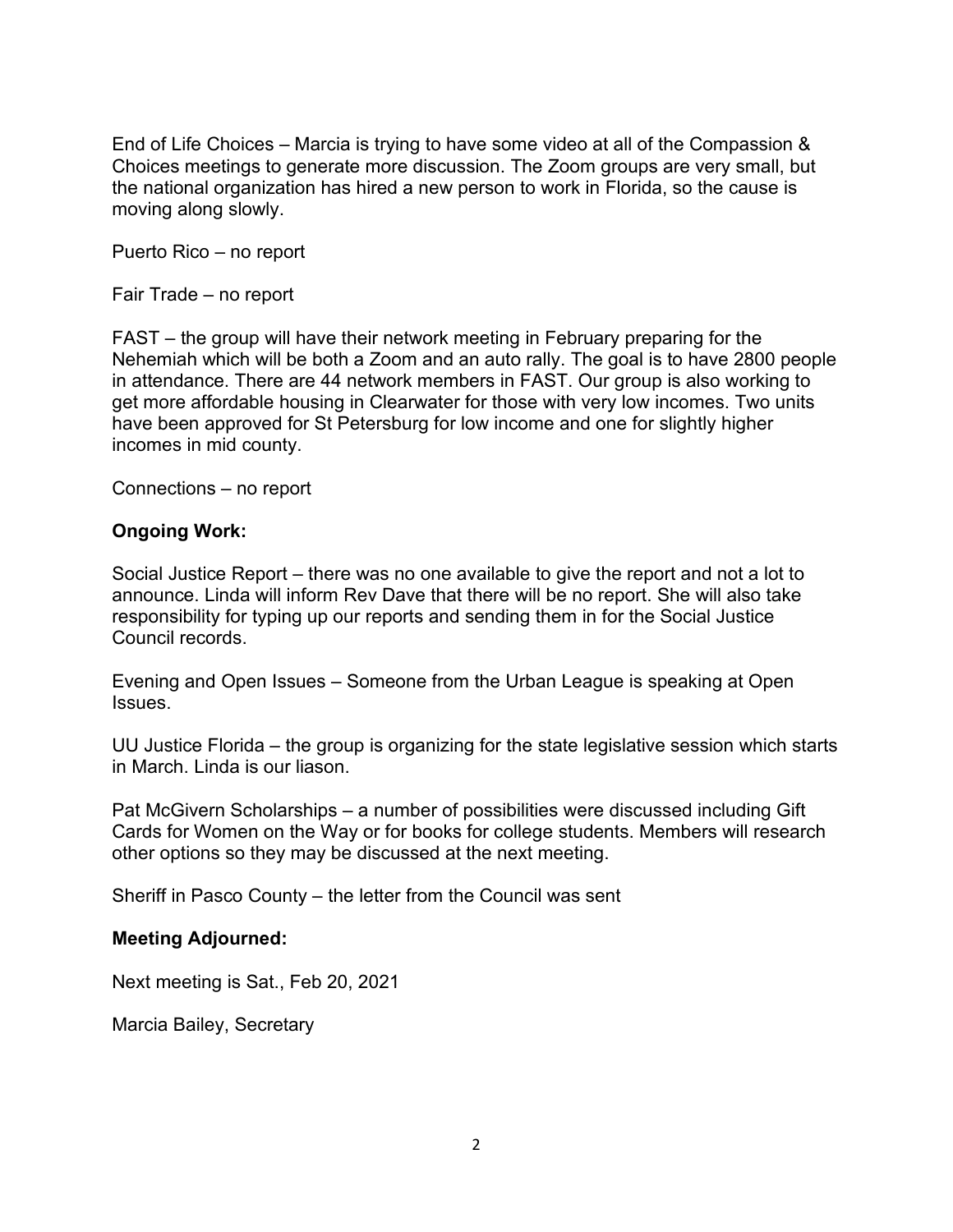End of Life Choices – Marcia is trying to have some video at all of the Compassion & Choices meetings to generate more discussion. The Zoom groups are very small, but the national organization has hired a new person to work in Florida, so the cause is moving along slowly.

Puerto Rico – no report

Fair Trade – no report

FAST – the group will have their network meeting in February preparing for the Nehemiah which will be both a Zoom and an auto rally. The goal is to have 2800 people in attendance. There are 44 network members in FAST. Our group is also working to get more affordable housing in Clearwater for those with very low incomes. Two units have been approved for St Petersburg for low income and one for slightly higher incomes in mid county.

Connections – no report

**Ongoing Work:**

Social Justice Report – there was no one available to give the report and not a lot to announce. Linda will inform Rev Dave that there will be no report. She will also take responsibility for typing up our reports and sending them in for the Social Justice Council records.

Evening and Open Issues – Someone from the Urban League is speaking at Open Issues.

UU Justice Florida – the group is organizing for the state legislative session which starts in March. Linda is our liason.

Pat McGivern Scholarships – a number of possibilities were discussed including Gift Cards for Women on the Way or for books for college students. Members will research other options so they may be discussed at the next meeting.

Sheriff in Pasco County – the letter from the Council was sent

**Meeting Adjourned:**

Next meeting is Sat., Feb 20, 2021

Marcia Bailey, Secretary